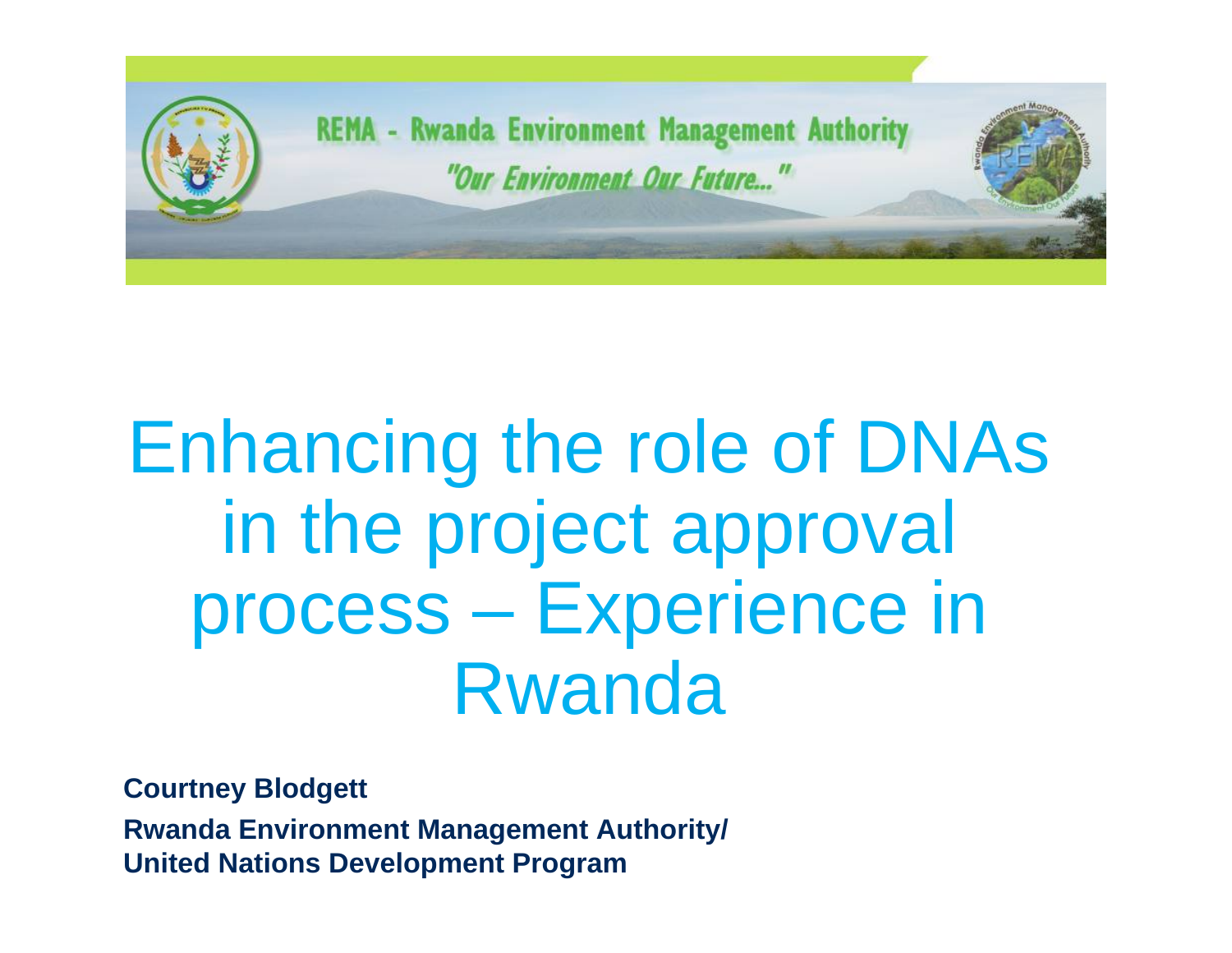REMA - Rwanda Environment Management Authority

*"Our Environment Our Future..."*

# Enhancing the role of DNAs in the project approval process – Experience in Rwanda

**Courtney Blodgett**

**Rwanda Environment Management Authority/**
**United Nations Development Program**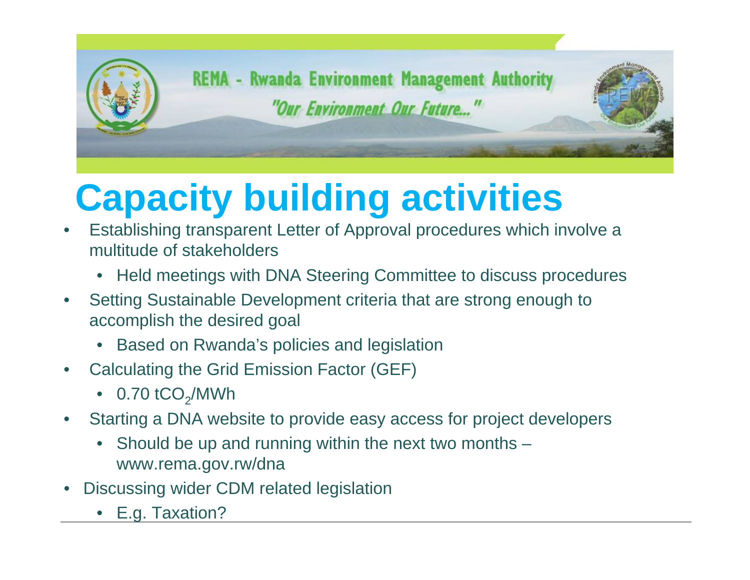REMA - Rwanda Environment Management Authority

*"Our Environment Our Future..."*

# Capacity building activities

- Establishing transparent Letter of Approval procedures which involve a multitude of stakeholders
  - Held meetings with DNA Steering Committee to discuss procedures
- Setting Sustainable Development criteria that are strong enough to accomplish the desired goal
  - Based on Rwanda's policies and legislation
- Calculating the Grid Emission Factor (GEF)
  - 0.70 $tCO_2$/MWh
- Starting a DNA website to provide easy access for project developers
  - Should be up and running within the next two months – www.rema.gov.rw/dna
- Discussing wider CDM related legislation
  - E.g. Taxation?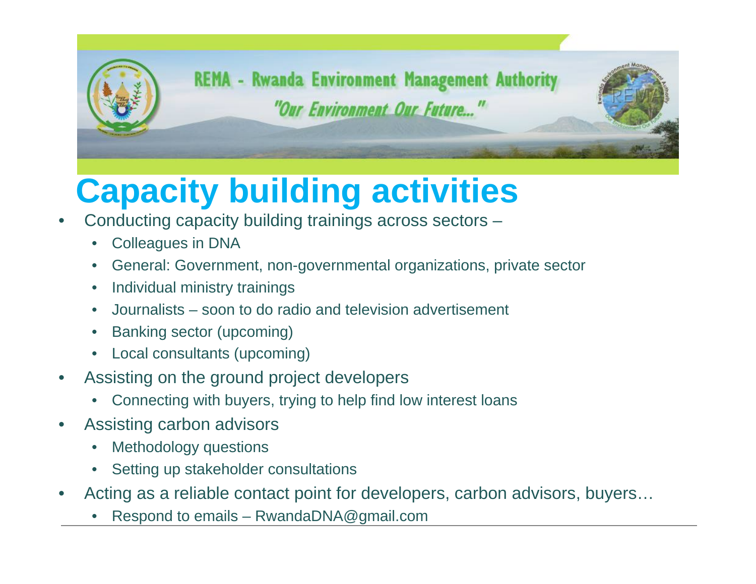REMA - Rwanda Environment Management Authority

"Our Environment Our Future..."

# Capacity building activities

- Conducting capacity building trainings across sectors –
  - Colleagues in DNA
  - General: Government, non-governmental organizations, private sector
  - Individual ministry trainings
  - Journalists – soon to do radio and television advertisement
  - Banking sector (upcoming)
  - Local consultants (upcoming)
- Assisting on the ground project developers
  - Connecting with buyers, trying to help find low interest loans
- Assisting carbon advisors
  - Methodology questions
  - Setting up stakeholder consultations
- Acting as a reliable contact point for developers, carbon advisors, buyers…
  - Respond to emails – RwandaDNA@gmail.com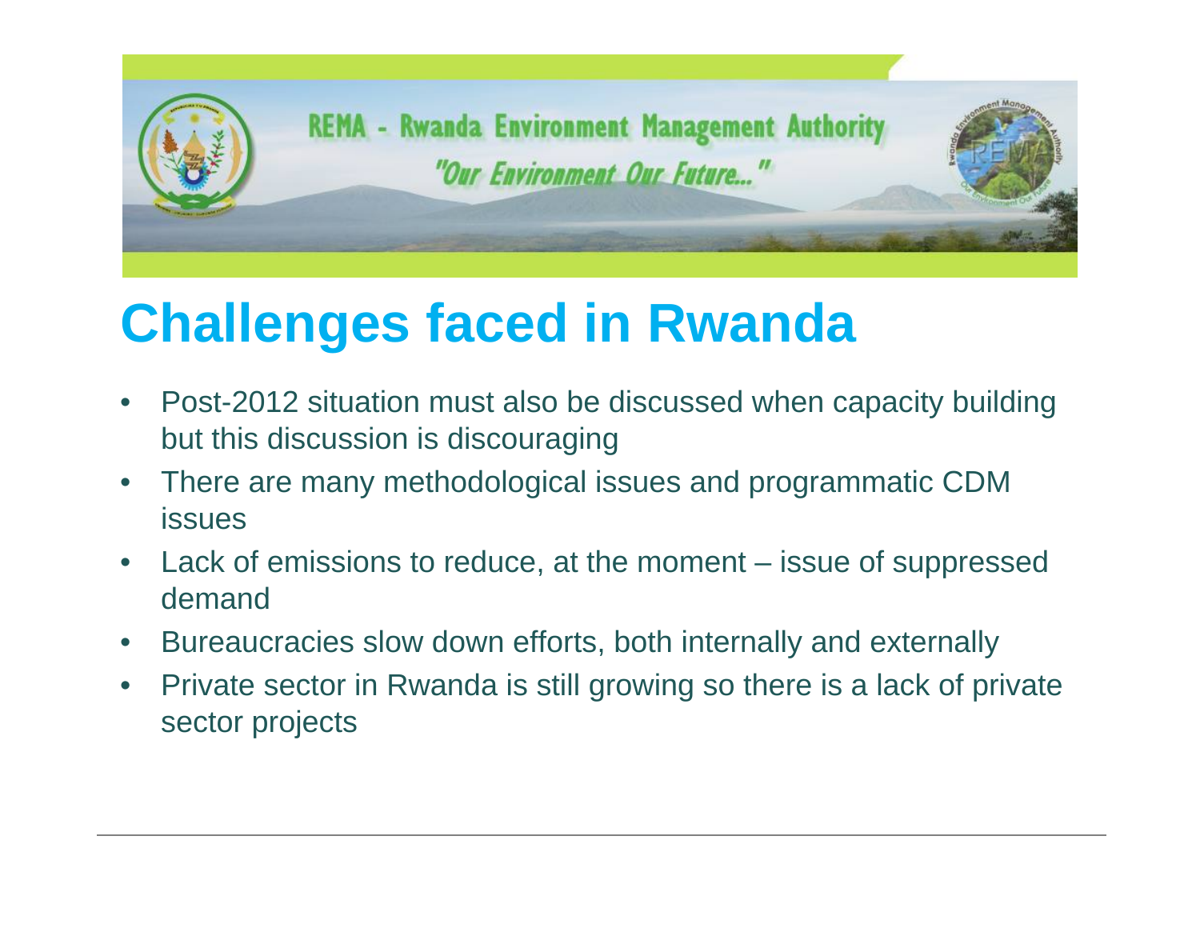REMA - Rwanda Environment Management Authority

*"Our Environment Our Future..."*

# Challenges faced in Rwanda

- Post-2012 situation must also be discussed when capacity building but this discussion is discouraging
- There are many methodological issues and programmatic CDM issues
- Lack of emissions to reduce, at the moment – issue of suppressed demand
- Bureaucracies slow down efforts, both internally and externally
- Private sector in Rwanda is still growing so there is a lack of private sector projects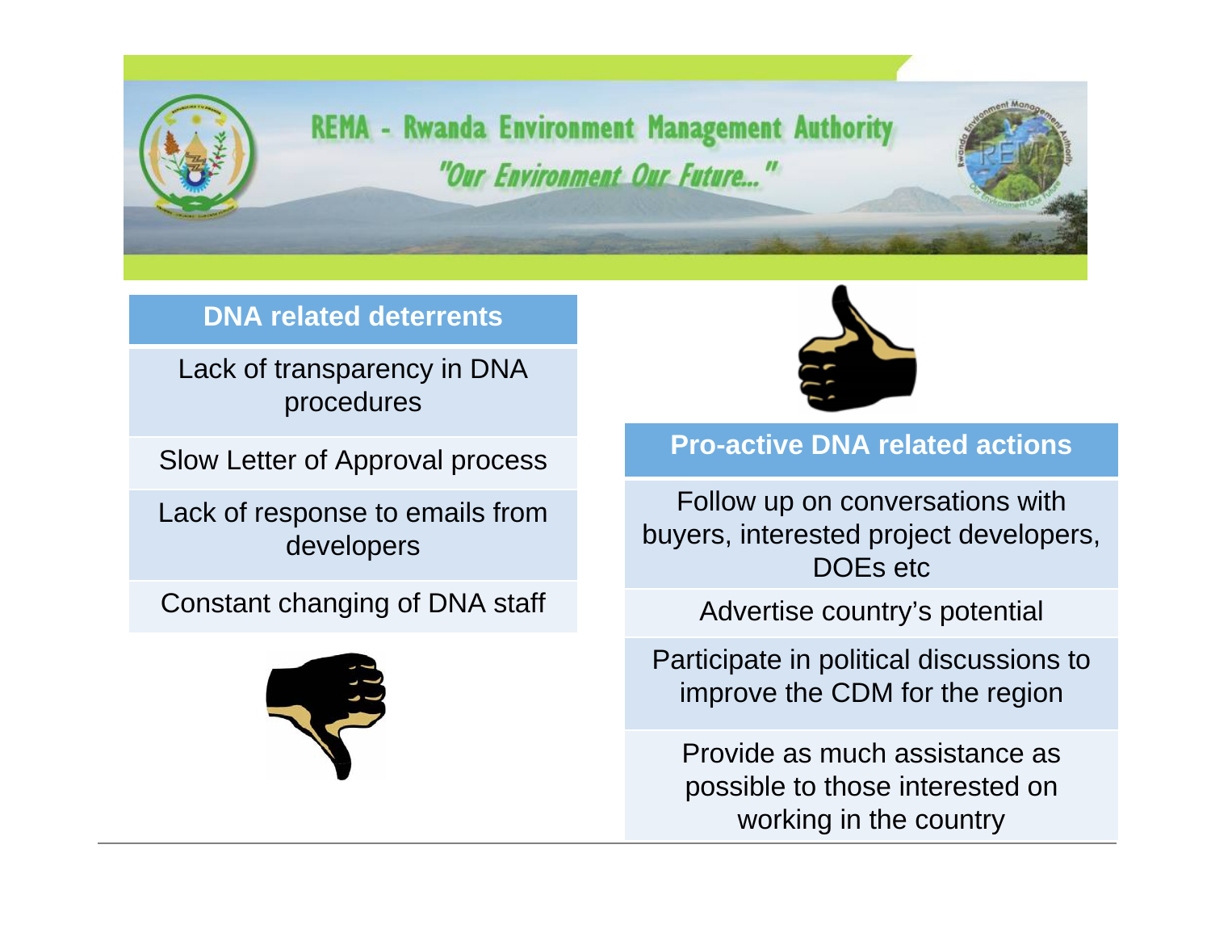REMA - Rwanda Environment Management Authority

*"Our Environment Our Future..."*

| DNA related deterrents |
| --- |
| Lack of transparency in DNA procedures |
| Slow Letter of Approval process |
| Lack of response to emails from developers |
| Constant changing of DNA staff |

| Pro-active DNA related actions |
| --- |
| Follow up on conversations with buyers, interested project developers, DOEs etc |
| Advertise country's potential |
| Participate in political discussions to improve the CDM for the region |
| Provide as much assistance as possible to those interested on working in the country |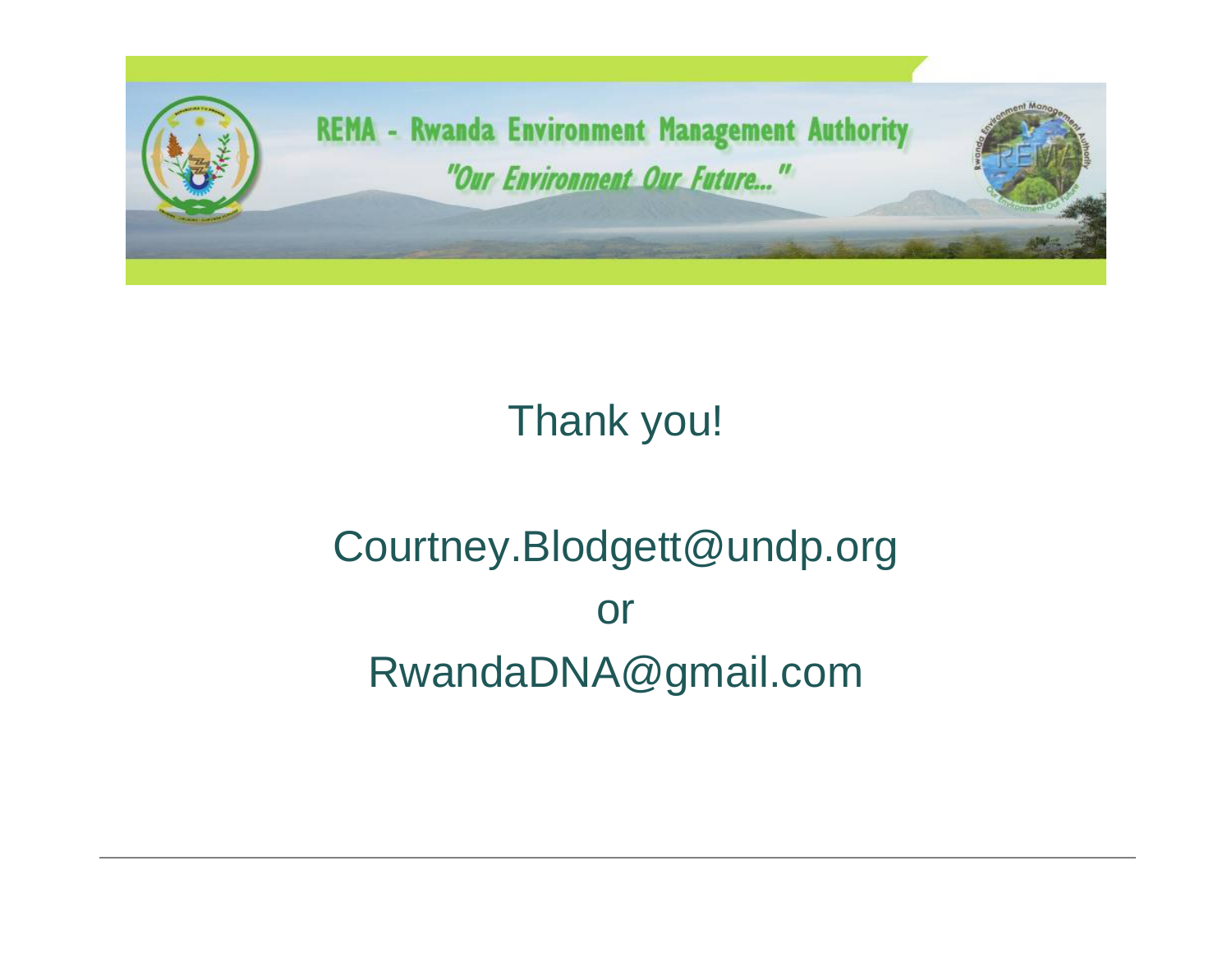REMA - Rwanda Environment Management Authority

"Our Environment Our Future..."

Thank you!

Courtney.Blodgett@undp.org

or

RwandaDNA@gmail.com